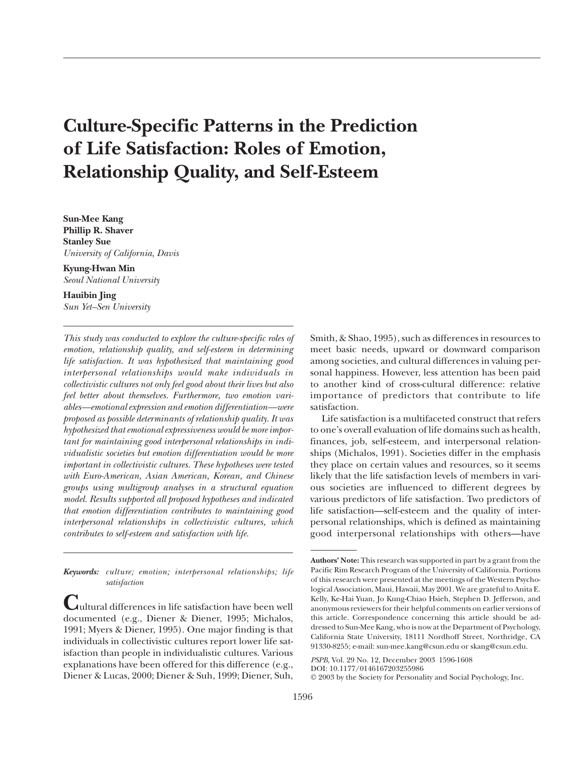# Culture-Specific Patterns in the Prediction of Life Satisfaction: Roles of Emotion, Relationship Quality, and Self-Esteem

**Sun-Mee Kang**
**Phillip R. Shaver**
**Stanley Sue**
*University of California, Davis*

**Kyung-Hwan Min**
*Seoul National University*

**Hauibin Jing**
*Sun Yet–Sen University*

*This study was conducted to explore the culture-specific roles of emotion, relationship quality, and self-esteem in determining life satisfaction. It was hypothesized that maintaining good interpersonal relationships would make individuals in collectivistic cultures not only feel good about their lives but also feel better about themselves. Furthermore, two emotion variables—emotional expression and emotion differentiation—were proposed as possible determinants of relationship quality. It was hypothesized that emotional expressiveness would be more important for maintaining good interpersonal relationships in individualistic societies but emotion differentiation would be more important in collectivistic cultures. These hypotheses were tested with Euro-American, Asian American, Korean, and Chinese groups using multigroup analyses in a structural equation model. Results supported all proposed hypotheses and indicated that emotion differentiation contributes to maintaining good interpersonal relationships in collectivistic cultures, which contributes to self-esteem and satisfaction with life.*

**Keywords:** *culture; emotion; interpersonal relationships; life satisfaction*

Cultural differences in life satisfaction have been well documented (e.g., Diener & Diener, 1995; Michalos, 1991; Myers & Diener, 1995). One major finding is that individuals in collectivistic cultures report lower life satisfaction than people in individualistic cultures. Various explanations have been offered for this difference (e.g., Diener & Lucas, 2000; Diener & Suh, 1999; Diener, Suh, Smith, & Shao, 1995), such as differences in resources to meet basic needs, upward or downward comparison among societies, and cultural differences in valuing personal happiness. However, less attention has been paid to another kind of cross-cultural difference: relative importance of predictors that contribute to life satisfaction.

Life satisfaction is a multifaceted construct that refers to one's overall evaluation of life domains such as health, finances, job, self-esteem, and interpersonal relationships (Michalos, 1991). Societies differ in the emphasis they place on certain values and resources, so it seems likely that the life satisfaction levels of members in various societies are influenced to different degrees by various predictors of life satisfaction. Two predictors of life satisfaction—self-esteem and the quality of interpersonal relationships, which is defined as maintaining good interpersonal relationships with others—have

---

**Authors' Note:** This research was supported in part by a grant from the Pacific Rim Research Program of the University of California. Portions of this research were presented at the meetings of the Western Psychological Association, Maui, Hawaii, May 2001. We are grateful to Anita E. Kelly, Ke-Hai Yuan, Jo Kung-Chiao Hsieh, Stephen D. Jefferson, and anonymous reviewers for their helpful comments on earlier versions of this article. Correspondence concerning this article should be addressed to Sun-Mee Kang, who is now at the Department of Psychology, California State University, 18111 Nordhoff Street, Northridge, CA 91330-8255; e-mail: sun-mee.kang@csun.edu or skang@csun.edu.

*PSPB,* Vol. 29 No. 12, December 2003 1596-1608
DOI: 10.1177/0146167203255986
© 2003 by the Society for Personality and Social Psychology, Inc.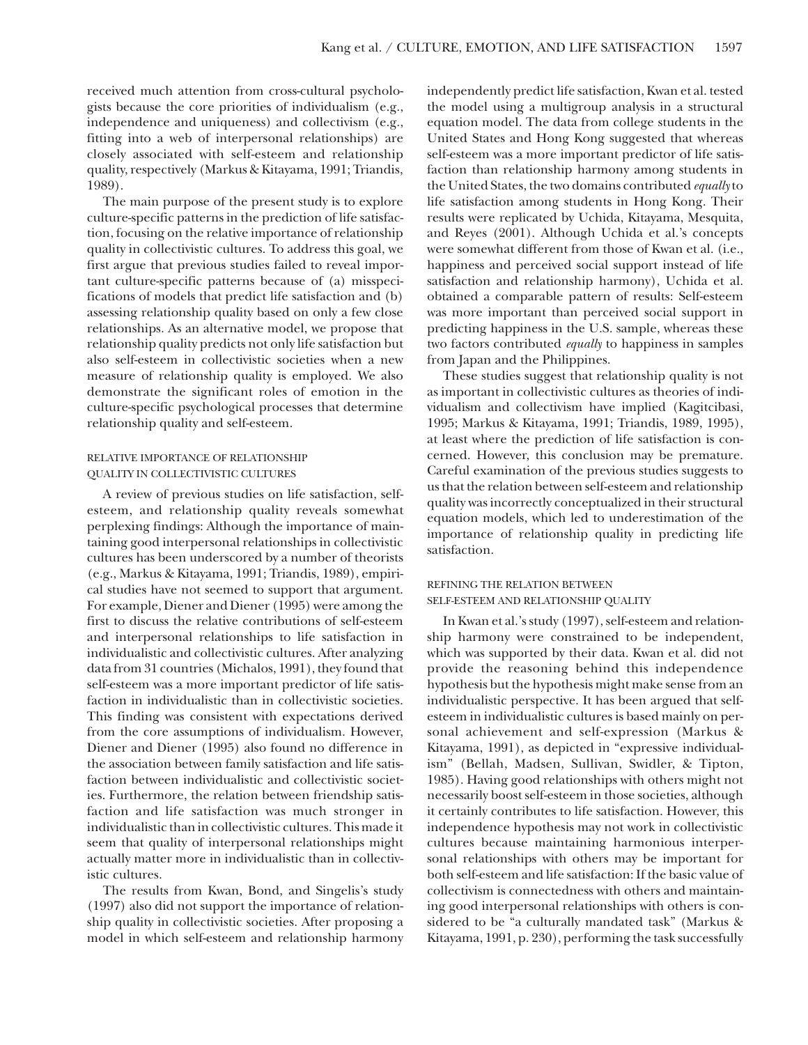received much attention from cross-cultural psychologists because the core priorities of individualism (e.g., independence and uniqueness) and collectivism (e.g., fitting into a web of interpersonal relationships) are closely associated with self-esteem and relationship quality, respectively (Markus & Kitayama, 1991; Triandis, 1989).

The main purpose of the present study is to explore culture-specific patterns in the prediction of life satisfaction, focusing on the relative importance of relationship quality in collectivistic cultures. To address this goal, we first argue that previous studies failed to reveal important culture-specific patterns because of (a) misspecifications of models that predict life satisfaction and (b) assessing relationship quality based on only a few close relationships. As an alternative model, we propose that relationship quality predicts not only life satisfaction but also self-esteem in collectivistic societies when a new measure of relationship quality is employed. We also demonstrate the significant roles of emotion in the culture-specific psychological processes that determine relationship quality and self-esteem.

## RELATIVE IMPORTANCE OF RELATIONSHIP QUALITY IN COLLECTIVISTIC CULTURES

A review of previous studies on life satisfaction, self-esteem, and relationship quality reveals somewhat perplexing findings: Although the importance of maintaining good interpersonal relationships in collectivistic cultures has been underscored by a number of theorists (e.g., Markus & Kitayama, 1991; Triandis, 1989), empirical studies have not seemed to support that argument. For example, Diener and Diener (1995) were among the first to discuss the relative contributions of self-esteem and interpersonal relationships to life satisfaction in individualistic and collectivistic cultures. After analyzing data from 31 countries (Michalos, 1991), they found that self-esteem was a more important predictor of life satisfaction in individualistic than in collectivistic societies. This finding was consistent with expectations derived from the core assumptions of individualism. However, Diener and Diener (1995) also found no difference in the association between family satisfaction and life satisfaction between individualistic and collectivistic societies. Furthermore, the relation between friendship satisfaction and life satisfaction was much stronger in individualistic than in collectivistic cultures. This made it seem that quality of interpersonal relationships might actually matter more in individualistic than in collectivistic cultures.

The results from Kwan, Bond, and Singelis's study (1997) also did not support the importance of relationship quality in collectivistic societies. After proposing a model in which self-esteem and relationship harmony independently predict life satisfaction, Kwan et al. tested the model using a multigroup analysis in a structural equation model. The data from college students in the United States and Hong Kong suggested that whereas self-esteem was a more important predictor of life satisfaction than relationship harmony among students in the United States, the two domains contributed *equally* to life satisfaction among students in Hong Kong. Their results were replicated by Uchida, Kitayama, Mesquita, and Reyes (2001). Although Uchida et al.'s concepts were somewhat different from those of Kwan et al. (i.e., happiness and perceived social support instead of life satisfaction and relationship harmony), Uchida et al. obtained a comparable pattern of results: Self-esteem was more important than perceived social support in predicting happiness in the U.S. sample, whereas these two factors contributed *equally* to happiness in samples from Japan and the Philippines.

These studies suggest that relationship quality is not as important in collectivistic cultures as theories of individualism and collectivism have implied (Kagitcibasi, 1995; Markus & Kitayama, 1991; Triandis, 1989, 1995), at least where the prediction of life satisfaction is concerned. However, this conclusion may be premature. Careful examination of the previous studies suggests to us that the relation between self-esteem and relationship quality was incorrectly conceptualized in their structural equation models, which led to underestimation of the importance of relationship quality in predicting life satisfaction.

## REFINING THE RELATION BETWEEN SELF-ESTEEM AND RELATIONSHIP QUALITY

In Kwan et al.'s study (1997), self-esteem and relationship harmony were constrained to be independent, which was supported by their data. Kwan et al. did not provide the reasoning behind this independence hypothesis but the hypothesis might make sense from an individualistic perspective. It has been argued that self-esteem in individualistic cultures is based mainly on personal achievement and self-expression (Markus & Kitayama, 1991), as depicted in "expressive individualism" (Bellah, Madsen, Sullivan, Swidler, & Tipton, 1985). Having good relationships with others might not necessarily boost self-esteem in those societies, although it certainly contributes to life satisfaction. However, this independence hypothesis may not work in collectivistic cultures because maintaining harmonious interpersonal relationships with others may be important for both self-esteem and life satisfaction: If the basic value of collectivism is connectedness with others and maintaining good interpersonal relationships with others is considered to be "a culturally mandated task" (Markus & Kitayama, 1991, p. 230), performing the task successfully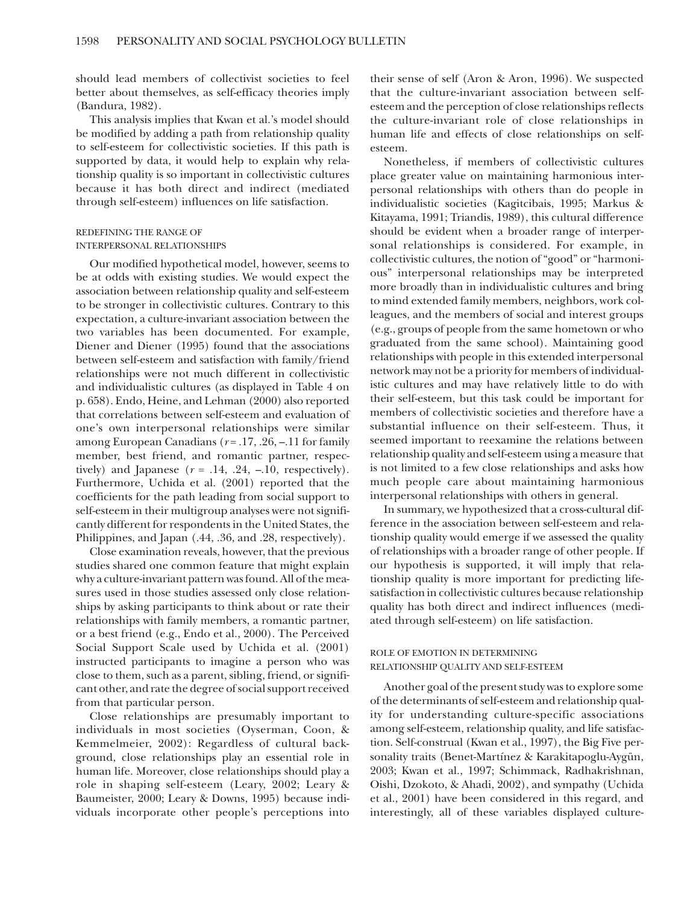should lead members of collectivist societies to feel better about themselves, as self-efficacy theories imply (Bandura, 1982).

This analysis implies that Kwan et al.'s model should be modified by adding a path from relationship quality to self-esteem for collectivistic societies. If this path is supported by data, it would help to explain why relationship quality is so important in collectivistic cultures because it has both direct and indirect (mediated through self-esteem) influences on life satisfaction.

### REDEFINING THE RANGE OF INTERPERSONAL RELATIONSHIPS

Our modified hypothetical model, however, seems to be at odds with existing studies. We would expect the association between relationship quality and self-esteem to be stronger in collectivistic cultures. Contrary to this expectation, a culture-invariant association between the two variables has been documented. For example, Diener and Diener (1995) found that the associations between self-esteem and satisfaction with family/friend relationships were not much different in collectivistic and individualistic cultures (as displayed in Table 4 on p. 658). Endo, Heine, and Lehman (2000) also reported that correlations between self-esteem and evaluation of one's own interpersonal relationships were similar among European Canadians ($r$ = .17, .26, –.11 for family member, best friend, and romantic partner, respectively) and Japanese ($r$ = .14, .24, –.10, respectively). Furthermore, Uchida et al. (2001) reported that the coefficients for the path leading from social support to self-esteem in their multigroup analyses were not significantly different for respondents in the United States, the Philippines, and Japan (.44, .36, and .28, respectively).

Close examination reveals, however, that the previous studies shared one common feature that might explain why a culture-invariant pattern was found. All of the measures used in those studies assessed only close relationships by asking participants to think about or rate their relationships with family members, a romantic partner, or a best friend (e.g., Endo et al., 2000). The Perceived Social Support Scale used by Uchida et al. (2001) instructed participants to imagine a person who was close to them, such as a parent, sibling, friend, or significant other, and rate the degree of social support received from that particular person.

Close relationships are presumably important to individuals in most societies (Oyserman, Coon, & Kemmelmeier, 2002): Regardless of cultural background, close relationships play an essential role in human life. Moreover, close relationships should play a role in shaping self-esteem (Leary, 2002; Leary & Baumeister, 2000; Leary & Downs, 1995) because individuals incorporate other people's perceptions into their sense of self (Aron & Aron, 1996). We suspected that the culture-invariant association between self-esteem and the perception of close relationships reflects the culture-invariant role of close relationships in human life and effects of close relationships on self-esteem.

Nonetheless, if members of collectivistic cultures place greater value on maintaining harmonious interpersonal relationships with others than do people in individualistic societies (Kagitcibais, 1995; Markus & Kitayama, 1991; Triandis, 1989), this cultural difference should be evident when a broader range of interpersonal relationships is considered. For example, in collectivistic cultures, the notion of "good" or "harmonious" interpersonal relationships may be interpreted more broadly than in individualistic cultures and bring to mind extended family members, neighbors, work colleagues, and the members of social and interest groups (e.g., groups of people from the same hometown or who graduated from the same school). Maintaining good relationships with people in this extended interpersonal network may not be a priority for members of individualistic cultures and may have relatively little to do with their self-esteem, but this task could be important for members of collectivistic societies and therefore have a substantial influence on their self-esteem. Thus, it seemed important to reexamine the relations between relationship quality and self-esteem using a measure that is not limited to a few close relationships and asks how much people care about maintaining harmonious interpersonal relationships with others in general.

In summary, we hypothesized that a cross-cultural difference in the association between self-esteem and relationship quality would emerge if we assessed the quality of relationships with a broader range of other people. If our hypothesis is supported, it will imply that relationship quality is more important for predicting life-satisfaction in collectivistic cultures because relationship quality has both direct and indirect influences (mediated through self-esteem) on life satisfaction.

### ROLE OF EMOTION IN DETERMINING RELATIONSHIP QUALITY AND SELF-ESTEEM

Another goal of the present study was to explore some of the determinants of self-esteem and relationship quality for understanding culture-specific associations among self-esteem, relationship quality, and life satisfaction. Self-construal (Kwan et al., 1997), the Big Five personality traits (Benet-Martínez & Karakitapoglu-Aygün, 2003; Kwan et al., 1997; Schimmack, Radhakrishnan, Oishi, Dzokoto, & Ahadi, 2002), and sympathy (Uchida et al., 2001) have been considered in this regard, and interestingly, all of these variables displayed culture-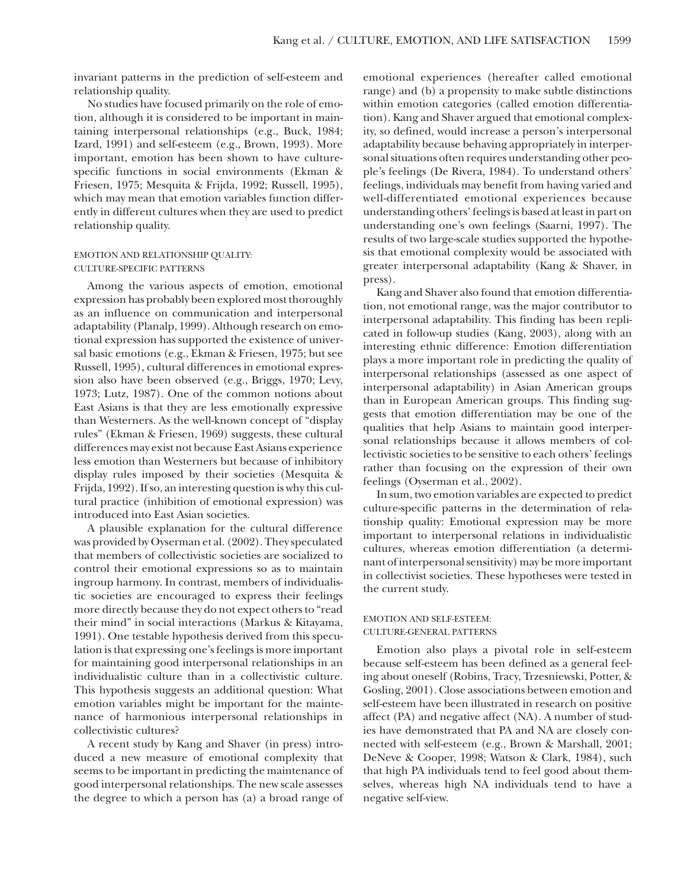invariant patterns in the prediction of self-esteem and relationship quality.

No studies have focused primarily on the role of emotion, although it is considered to be important in maintaining interpersonal relationships (e.g., Buck, 1984; Izard, 1991) and self-esteem (e.g., Brown, 1993). More important, emotion has been shown to have culture-specific functions in social environments (Ekman & Friesen, 1975; Mesquita & Frijda, 1992; Russell, 1995), which may mean that emotion variables function differently in different cultures when they are used to predict relationship quality.

### EMOTION AND RELATIONSHIP QUALITY: CULTURE-SPECIFIC PATTERNS

Among the various aspects of emotion, emotional expression has probably been explored most thoroughly as an influence on communication and interpersonal adaptability (Planalp, 1999). Although research on emotional expression has supported the existence of universal basic emotions (e.g., Ekman & Friesen, 1975; but see Russell, 1995), cultural differences in emotional expression also have been observed (e.g., Briggs, 1970; Levy, 1973; Lutz, 1987). One of the common notions about East Asians is that they are less emotionally expressive than Westerners. As the well-known concept of "display rules" (Ekman & Friesen, 1969) suggests, these cultural differences may exist not because East Asians experience less emotion than Westerners but because of inhibitory display rules imposed by their societies (Mesquita & Frijda, 1992). If so, an interesting question is why this cultural practice (inhibition of emotional expression) was introduced into East Asian societies.

A plausible explanation for the cultural difference was provided by Oyserman et al. (2002). They speculated that members of collectivistic societies are socialized to control their emotional expressions so as to maintain ingroup harmony. In contrast, members of individualistic societies are encouraged to express their feelings more directly because they do not expect others to "read their mind" in social interactions (Markus & Kitayama, 1991). One testable hypothesis derived from this speculation is that expressing one's feelings is more important for maintaining good interpersonal relationships in an individualistic culture than in a collectivistic culture. This hypothesis suggests an additional question: What emotion variables might be important for the maintenance of harmonious interpersonal relationships in collectivistic cultures?

A recent study by Kang and Shaver (in press) introduced a new measure of emotional complexity that seems to be important in predicting the maintenance of good interpersonal relationships. The new scale assesses the degree to which a person has (a) a broad range of emotional experiences (hereafter called emotional range) and (b) a propensity to make subtle distinctions within emotion categories (called emotion differentiation). Kang and Shaver argued that emotional complexity, so defined, would increase a person's interpersonal adaptability because behaving appropriately in interpersonal situations often requires understanding other people's feelings (De Rivera, 1984). To understand others' feelings, individuals may benefit from having varied and well-differentiated emotional experiences because understanding others' feelings is based at least in part on understanding one's own feelings (Saarni, 1997). The results of two large-scale studies supported the hypothesis that emotional complexity would be associated with greater interpersonal adaptability (Kang & Shaver, in press).

Kang and Shaver also found that emotion differentiation, not emotional range, was the major contributor to interpersonal adaptability. This finding has been replicated in follow-up studies (Kang, 2003), along with an interesting ethnic difference: Emotion differentiation plays a more important role in predicting the quality of interpersonal relationships (assessed as one aspect of interpersonal adaptability) in Asian American groups than in European American groups. This finding suggests that emotion differentiation may be one of the qualities that help Asians to maintain good interpersonal relationships because it allows members of collectivistic societies to be sensitive to each others' feelings rather than focusing on the expression of their own feelings (Oyserman et al., 2002).

In sum, two emotion variables are expected to predict culture-specific patterns in the determination of relationship quality: Emotional expression may be more important to interpersonal relations in individualistic cultures, whereas emotion differentiation (a determinant of interpersonal sensitivity) may be more important in collectivist societies. These hypotheses were tested in the current study.

### EMOTION AND SELF-ESTEEM: CULTURE-GENERAL PATTERNS

Emotion also plays a pivotal role in self-esteem because self-esteem has been defined as a general feeling about oneself (Robins, Tracy, Trzesniewski, Potter, & Gosling, 2001). Close associations between emotion and self-esteem have been illustrated in research on positive affect (PA) and negative affect (NA). A number of studies have demonstrated that PA and NA are closely connected with self-esteem (e.g., Brown & Marshall, 2001; DeNeve & Cooper, 1998; Watson & Clark, 1984), such that high PA individuals tend to feel good about themselves, whereas high NA individuals tend to have a negative self-view.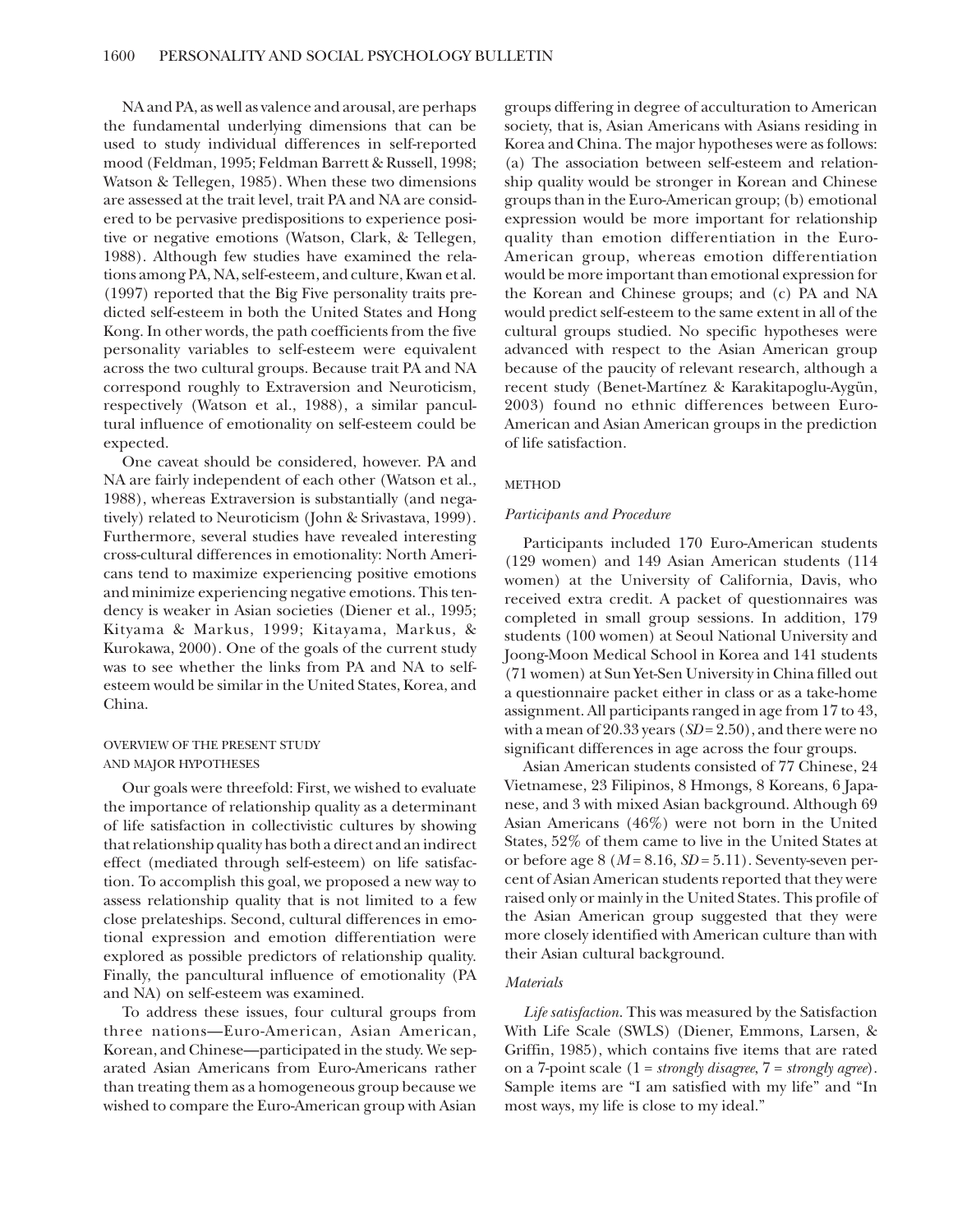NA and PA, as well as valence and arousal, are perhaps the fundamental underlying dimensions that can be used to study individual differences in self-reported mood (Feldman, 1995; Feldman Barrett & Russell, 1998; Watson & Tellegen, 1985). When these two dimensions are assessed at the trait level, trait PA and NA are considered to be pervasive predispositions to experience positive or negative emotions (Watson, Clark, & Tellegen, 1988). Although few studies have examined the relations among PA, NA, self-esteem, and culture, Kwan et al. (1997) reported that the Big Five personality traits predicted self-esteem in both the United States and Hong Kong. In other words, the path coefficients from the five personality variables to self-esteem were equivalent across the two cultural groups. Because trait PA and NA correspond roughly to Extraversion and Neuroticism, respectively (Watson et al., 1988), a similar pancultural influence of emotionality on self-esteem could be expected.

One caveat should be considered, however. PA and NA are fairly independent of each other (Watson et al., 1988), whereas Extraversion is substantially (and negatively) related to Neuroticism (John & Srivastava, 1999). Furthermore, several studies have revealed interesting cross-cultural differences in emotionality: North Americans tend to maximize experiencing positive emotions and minimize experiencing negative emotions. This tendency is weaker in Asian societies (Diener et al., 1995; Kityama & Markus, 1999; Kitayama, Markus, & Kurokawa, 2000). One of the goals of the current study was to see whether the links from PA and NA to self-esteem would be similar in the United States, Korea, and China.

## OVERVIEW OF THE PRESENT STUDY AND MAJOR HYPOTHESES

Our goals were threefold: First, we wished to evaluate the importance of relationship quality as a determinant of life satisfaction in collectivistic cultures by showing that relationship quality has both a direct and an indirect effect (mediated through self-esteem) on life satisfaction. To accomplish this goal, we proposed a new way to assess relationship quality that is not limited to a few close prelateships. Second, cultural differences in emotional expression and emotion differentiation were explored as possible predictors of relationship quality. Finally, the pancultural influence of emotionality (PA and NA) on self-esteem was examined.

To address these issues, four cultural groups from three nations—Euro-American, Asian American, Korean, and Chinese—participated in the study. We separated Asian Americans from Euro-Americans rather than treating them as a homogeneous group because we wished to compare the Euro-American group with Asian groups differing in degree of acculturation to American society, that is, Asian Americans with Asians residing in Korea and China. The major hypotheses were as follows: (a) The association between self-esteem and relationship quality would be stronger in Korean and Chinese groups than in the Euro-American group; (b) emotional expression would be more important for relationship quality than emotion differentiation in the Euro-American group, whereas emotion differentiation would be more important than emotional expression for the Korean and Chinese groups; and (c) PA and NA would predict self-esteem to the same extent in all of the cultural groups studied. No specific hypotheses were advanced with respect to the Asian American group because of the paucity of relevant research, although a recent study (Benet-Martínez & Karakitapoglu-Aygün, 2003) found no ethnic differences between Euro-American and Asian American groups in the prediction of life satisfaction.

## METHOD

### *Participants and Procedure*

Participants included 170 Euro-American students (129 women) and 149 Asian American students (114 women) at the University of California, Davis, who received extra credit. A packet of questionnaires was completed in small group sessions. In addition, 179 students (100 women) at Seoul National University and Joong-Moon Medical School in Korea and 141 students (71 women) at Sun Yet-Sen University in China filled out a questionnaire packet either in class or as a take-home assignment. All participants ranged in age from 17 to 43, with a mean of 20.33 years ($SD$ = 2.50), and there were no significant differences in age across the four groups.

Asian American students consisted of 77 Chinese, 24 Vietnamese, 23 Filipinos, 8 Hmongs, 8 Koreans, 6 Japanese, and 3 with mixed Asian background. Although 69 Asian Americans (46%) were not born in the United States, 52% of them came to live in the United States at or before age 8 ($M$ = 8.16, $SD$ = 5.11). Seventy-seven percent of Asian American students reported that they were raised only or mainly in the United States. This profile of the Asian American group suggested that they were more closely identified with American culture than with their Asian cultural background.

### *Materials*

*Life satisfaction.* This was measured by the Satisfaction With Life Scale (SWLS) (Diener, Emmons, Larsen, & Griffin, 1985), which contains five items that are rated on a 7-point scale (1 = *strongly disagree*, 7 = *strongly agree*). Sample items are "I am satisfied with my life" and "In most ways, my life is close to my ideal."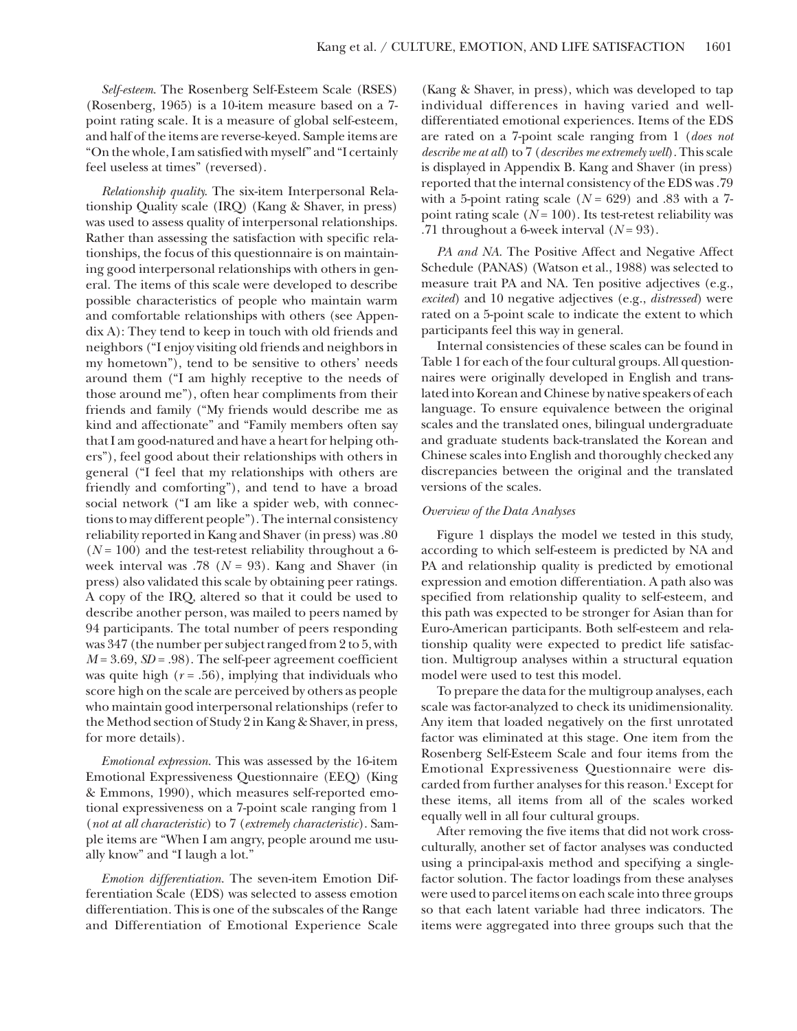*Self-esteem.* The Rosenberg Self-Esteem Scale (RSES) (Rosenberg, 1965) is a 10-item measure based on a 7-point rating scale. It is a measure of global self-esteem, and half of the items are reverse-keyed. Sample items are "On the whole, I am satisfied with myself" and "I certainly feel useless at times" (reversed).

*Relationship quality.* The six-item Interpersonal Relationship Quality scale (IRQ) (Kang & Shaver, in press) was used to assess quality of interpersonal relationships. Rather than assessing the satisfaction with specific relationships, the focus of this questionnaire is on maintaining good interpersonal relationships with others in general. The items of this scale were developed to describe possible characteristics of people who maintain warm and comfortable relationships with others (see Appendix A): They tend to keep in touch with old friends and neighbors ("I enjoy visiting old friends and neighbors in my hometown"), tend to be sensitive to others' needs around them ("I am highly receptive to the needs of those around me"), often hear compliments from their friends and family ("My friends would describe me as kind and affectionate" and "Family members often say that I am good-natured and have a heart for helping others"), feel good about their relationships with others in general ("I feel that my relationships with others are friendly and comforting"), and tend to have a broad social network ("I am like a spider web, with connections to may different people"). The internal consistency reliability reported in Kang and Shaver (in press) was .80 ($N$ = 100) and the test-retest reliability throughout a 6-week interval was .78 ($N$ = 93). Kang and Shaver (in press) also validated this scale by obtaining peer ratings. A copy of the IRQ, altered so that it could be used to describe another person, was mailed to peers named by 94 participants. The total number of peers responding was 347 (the number per subject ranged from 2 to 5, with $M$ = 3.69, $SD$ = .98). The self-peer agreement coefficient was quite high ($r$ = .56), implying that individuals who score high on the scale are perceived by others as people who maintain good interpersonal relationships (refer to the Method section of Study 2 in Kang & Shaver, in press, for more details).

*Emotional expression.* This was assessed by the 16-item Emotional Expressiveness Questionnaire (EEQ) (King & Emmons, 1990), which measures self-reported emotional expressiveness on a 7-point scale ranging from 1 (*not at all characteristic*) to 7 (*extremely characteristic*). Sample items are "When I am angry, people around me usually know" and "I laugh a lot."

*Emotion differentiation.* The seven-item Emotion Differentiation Scale (EDS) was selected to assess emotion differentiation. This is one of the subscales of the Range and Differentiation of Emotional Experience Scale (Kang & Shaver, in press), which was developed to tap individual differences in having varied and well-differentiated emotional experiences. Items of the EDS are rated on a 7-point scale ranging from 1 (*does not describe me at all*) to 7 (*describes me extremely well*). This scale is displayed in Appendix B. Kang and Shaver (in press) reported that the internal consistency of the EDS was .79 with a 5-point rating scale ($N$ = 629) and .83 with a 7-point rating scale ($N$ = 100). Its test-retest reliability was .71 throughout a 6-week interval ($N$ = 93).

*PA and NA.* The Positive Affect and Negative Affect Schedule (PANAS) (Watson et al., 1988) was selected to measure trait PA and NA. Ten positive adjectives (e.g., *excited*) and 10 negative adjectives (e.g., *distressed*) were rated on a 5-point scale to indicate the extent to which participants feel this way in general.

Internal consistencies of these scales can be found in Table 1 for each of the four cultural groups. All questionnaires were originally developed in English and translated into Korean and Chinese by native speakers of each language. To ensure equivalence between the original scales and the translated ones, bilingual undergraduate and graduate students back-translated the Korean and Chinese scales into English and thoroughly checked any discrepancies between the original and the translated versions of the scales.

### *Overview of the Data Analyses*

Figure 1 displays the model we tested in this study, according to which self-esteem is predicted by NA and PA and relationship quality is predicted by emotional expression and emotion differentiation. A path also was specified from relationship quality to self-esteem, and this path was expected to be stronger for Asian than for Euro-American participants. Both self-esteem and relationship quality were expected to predict life satisfaction. Multigroup analyses within a structural equation model were used to test this model.

To prepare the data for the multigroup analyses, each scale was factor-analyzed to check its unidimensionality. Any item that loaded negatively on the first unrotated factor was eliminated at this stage. One item from the Rosenberg Self-Esteem Scale and four items from the Emotional Expressiveness Questionnaire were discarded from further analyses for this reason.[1] Except for these items, all items from all of the scales worked equally well in all four cultural groups.

After removing the five items that did not work cross-culturally, another set of factor analyses was conducted using a principal-axis method and specifying a single-factor solution. The factor loadings from these analyses were used to parcel items on each scale into three groups so that each latent variable had three indicators. The items were aggregated into three groups such that the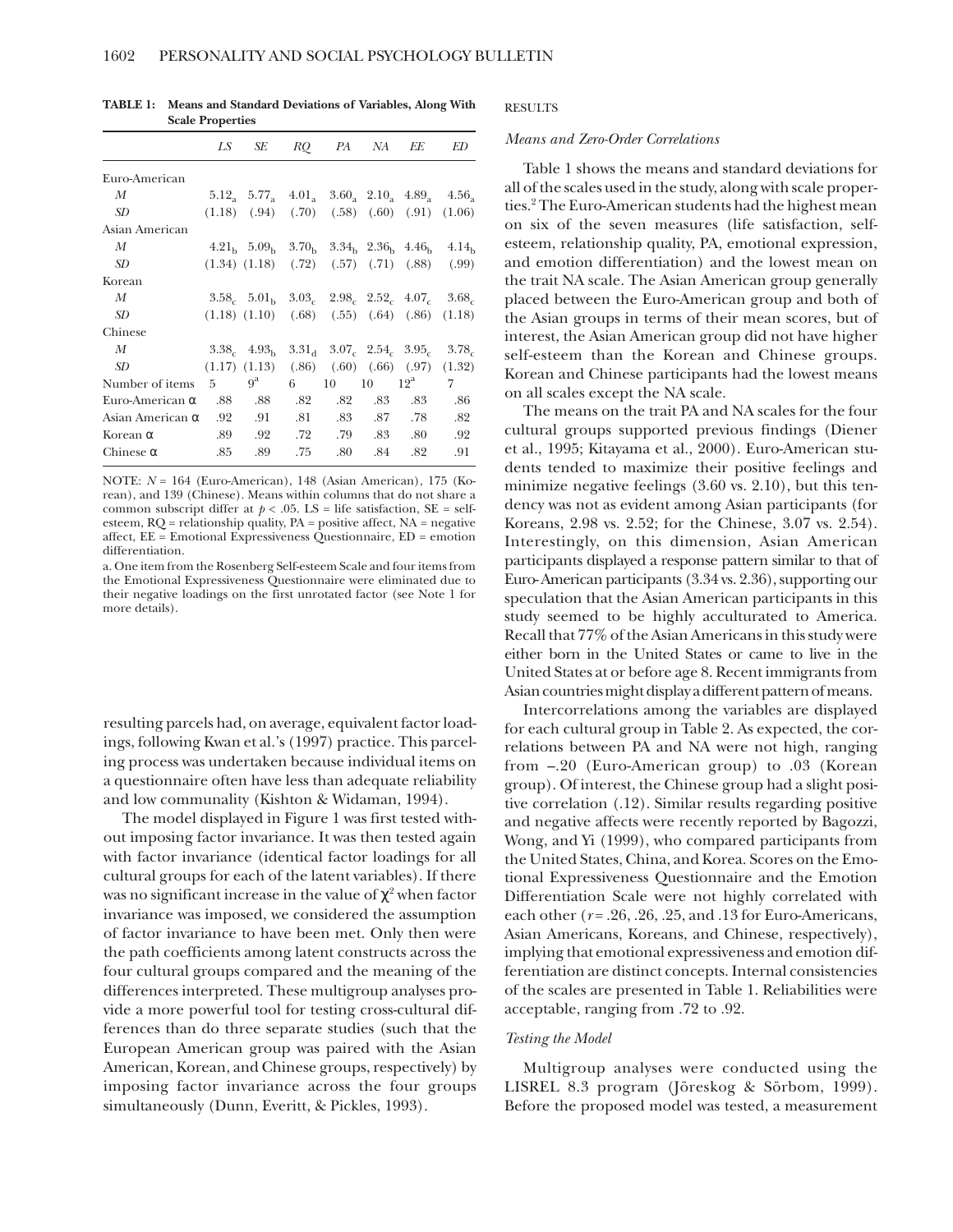**TABLE 1: Means and Standard Deviations of Variables, Along With Scale Properties**

| | *LS* | *SE* | *RQ* | *PA* | *NA* | *EE* | *ED* |
|---|---|---|---|---|---|---|---|
| Euro-American | | | | | | | |
| *M* | $5.12_a$ | $5.77_a$ | $4.01_a$ | $3.60_a$ | $2.10_a$ | $4.89_a$ | $4.56_a$ |
| *SD* | (1.18) | (.94) | (.70) | (.58) | (.60) | (.91) | (1.06) |
| Asian American | | | | | | | |
| *M* | $4.21_b$ | $5.09_b$ | $3.70_b$ | $3.34_b$ | $2.36_b$ | $4.46_b$ | $4.14_b$ |
| *SD* | (1.34) | (1.18) | (.72) | (.57) | (.71) | (.88) | (.99) |
| Korean | | | | | | | |
| *M* | $3.58_c$ | $5.01_b$ | $3.03_c$ | $2.98_c$ | $2.52_c$ | $4.07_c$ | $3.68_c$ |
| *SD* | (1.18) | (1.10) | (.68) | (.55) | (.64) | (.86) | (1.18) |
| Chinese | | | | | | | |
| *M* | $3.38_c$ | $4.93_b$ | $3.31_d$ | $3.07_c$ | $2.54_c$ | $3.95_c$ | $3.78_c$ |
| *SD* | (1.17) | (1.13) | (.86) | (.60) | (.66) | (.97) | (1.32) |
| Number of items | 5 | 9[a] | 6 | 10 | 10 | 12[a] | 7 |
| Euro-American α | .88 | .88 | .82 | .82 | .83 | .83 | .86 |
| Asian American α | .92 | .91 | .81 | .83 | .87 | .78 | .82 |
| Korean α | .89 | .92 | .72 | .79 | .83 | .80 | .92 |
| Chinese α | .85 | .89 | .75 | .80 | .84 | .82 | .91 |

NOTE: *N* = 164 (Euro-American), 148 (Asian American), 175 (Korean), and 139 (Chinese). Means within columns that do not share a common subscript differ at $p < .05$. LS = life satisfaction, SE = self-esteem, RQ = relationship quality, PA = positive affect, NA = negative affect, EE = Emotional Expressiveness Questionnaire, ED = emotion differentiation.

a. One item from the Rosenberg Self-esteem Scale and four items from the Emotional Expressiveness Questionnaire were eliminated due to their negative loadings on the first unrotated factor (see Note 1 for more details).

resulting parcels had, on average, equivalent factor loadings, following Kwan et al.'s (1997) practice. This parceling process was undertaken because individual items on a questionnaire often have less than adequate reliability and low communality (Kishton & Widaman, 1994).

The model displayed in Figure 1 was first tested without imposing factor invariance. It was then tested again with factor invariance (identical factor loadings for all cultural groups for each of the latent variables). If there was no significant increase in the value of $\chi^2$ when factor invariance was imposed, we considered the assumption of factor invariance to have been met. Only then were the path coefficients among latent constructs across the four cultural groups compared and the meaning of the differences interpreted. These multigroup analyses provide a more powerful tool for testing cross-cultural differences than do three separate studies (such that the European American group was paired with the Asian American, Korean, and Chinese groups, respectively) by imposing factor invariance across the four groups simultaneously (Dunn, Everitt, & Pickles, 1993).

## RESULTS

### *Means and Zero-Order Correlations*

Table 1 shows the means and standard deviations for all of the scales used in the study, along with scale properties.[2] The Euro-American students had the highest mean on six of the seven measures (life satisfaction, self-esteem, relationship quality, PA, emotional expression, and emotion differentiation) and the lowest mean on the trait NA scale. The Asian American group generally placed between the Euro-American group and both of the Asian groups in terms of their mean scores, but of interest, the Asian American group did not have higher self-esteem than the Korean and Chinese groups. Korean and Chinese participants had the lowest means on all scales except the NA scale.

The means on the trait PA and NA scales for the four cultural groups supported previous findings (Diener et al., 1995; Kitayama et al., 2000). Euro-American students tended to maximize their positive feelings and minimize negative feelings (3.60 vs. 2.10), but this tendency was not as evident among Asian participants (for Koreans, 2.98 vs. 2.52; for the Chinese, 3.07 vs. 2.54). Interestingly, on this dimension, Asian American participants displayed a response pattern similar to that of Euro-American participants (3.34 vs. 2.36), supporting our speculation that the Asian American participants in this study seemed to be highly acculturated to America. Recall that 77% of the Asian Americans in this study were either born in the United States or came to live in the United States at or before age 8. Recent immigrants from Asian countries might display a different pattern of means.

Intercorrelations among the variables are displayed for each cultural group in Table 2. As expected, the correlations between PA and NA were not high, ranging from –.20 (Euro-American group) to .03 (Korean group). Of interest, the Chinese group had a slight positive correlation (.12). Similar results regarding positive and negative affects were recently reported by Bagozzi, Wong, and Yi (1999), who compared participants from the United States, China, and Korea. Scores on the Emotional Expressiveness Questionnaire and the Emotion Differentiation Scale were not highly correlated with each other ($r$ = .26, .26, .25, and .13 for Euro-Americans, Asian Americans, Koreans, and Chinese, respectively), implying that emotional expressiveness and emotion differentiation are distinct concepts. Internal consistencies of the scales are presented in Table 1. Reliabilities were acceptable, ranging from .72 to .92.

### *Testing the Model*

Multigroup analyses were conducted using the LISREL 8.3 program (Jöreskog & Sörbom, 1999). Before the proposed model was tested, a measurement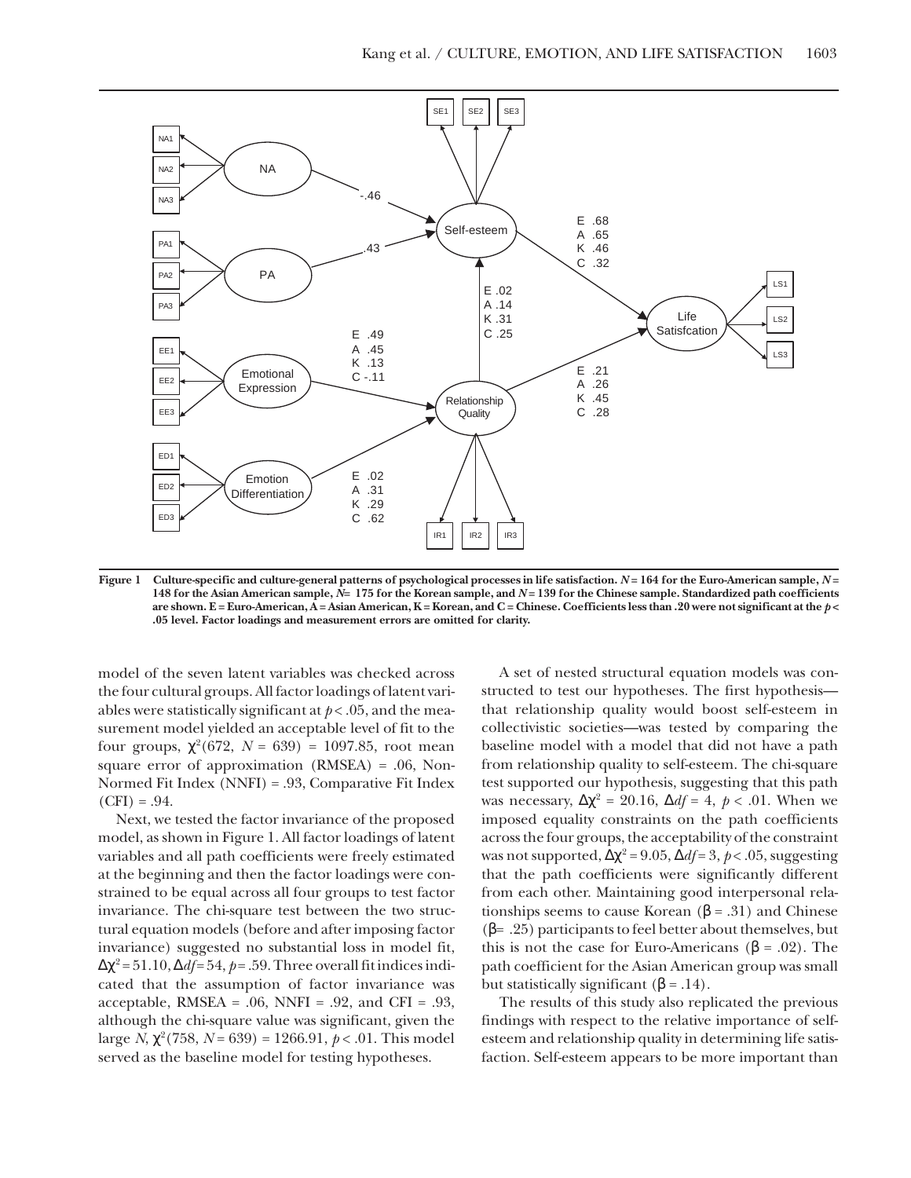**Figure 1 Culture-specific and culture-general patterns of psychological processes in life satisfaction.** ***N*** **= 164 for the Euro-American sample,** ***N*** **= 148 for the Asian American sample,** ***N*** **= 175 for the Korean sample, and** ***N*** **= 139 for the Chinese sample. Standardized path coefficients are shown. E = Euro-American, A = Asian American, K = Korean, and C = Chinese. Coefficients less than .20 were not significant at the** ***p*** **< .05 level. Factor loadings and measurement errors are omitted for clarity.**

model of the seven latent variables was checked across the four cultural groups. All factor loadings of latent variables were statistically significant at $p < .05$, and the measurement model yielded an acceptable level of fit to the four groups, $\chi^2(672, N = 639) = 1097.85$, root mean square error of approximation (RMSEA) = .06, Non-Normed Fit Index (NNFI) = .93, Comparative Fit Index (CFI) = .94.

Next, we tested the factor invariance of the proposed model, as shown in Figure 1. All factor loadings of latent variables and all path coefficients were freely estimated at the beginning and then the factor loadings were constrained to be equal across all four groups to test factor invariance. The chi-square test between the two structural equation models (before and after imposing factor invariance) suggested no substantial loss in model fit, $\Delta\chi^2 = 51.10$, $\Delta df = 54$, $p = .59$. Three overall fit indices indicated that the assumption of factor invariance was acceptable, RMSEA = .06, NNFI = .92, and CFI = .93, although the chi-square value was significant, given the large $N$, $\chi^2(758, N = 639) = 1266.91$, $p < .01$. This model served as the baseline model for testing hypotheses.

A set of nested structural equation models was constructed to test our hypotheses. The first hypothesis—that relationship quality would boost self-esteem in collectivistic societies—was tested by comparing the baseline model with a model that did not have a path from relationship quality to self-esteem. The chi-square test supported our hypothesis, suggesting that this path was necessary, $\Delta\chi^2 = 20.16$, $\Delta df = 4$, $p < .01$. When we imposed equality constraints on the path coefficients across the four groups, the acceptability of the constraint was not supported, $\Delta\chi^2 = 9.05$, $\Delta df = 3$, $p < .05$, suggesting that the path coefficients were significantly different from each other. Maintaining good interpersonal relationships seems to cause Korean ($\beta = .31$) and Chinese ($\beta = .25$) participants to feel better about themselves, but this is not the case for Euro-Americans ($\beta = .02$). The path coefficient for the Asian American group was small but statistically significant ($\beta = .14$).

The results of this study also replicated the previous findings with respect to the relative importance of self-esteem and relationship quality in determining life satisfaction. Self-esteem appears to be more important than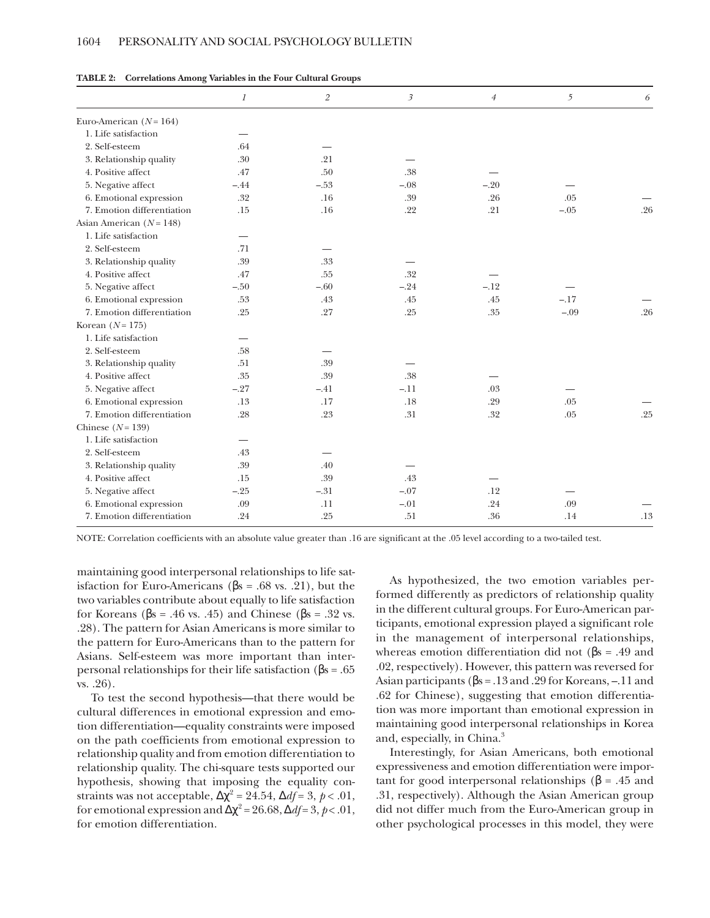**TABLE 2: Correlations Among Variables in the Four Cultural Groups**

| | *1* | *2* | *3* | *4* | *5* | *6* |
|---|---|---|---|---|---|---|
| Euro-American ($N = 164$) | | | | | | |
| 1. Life satisfaction | — | | | | | |
| 2. Self-esteem | .64 | — | | | | |
| 3. Relationship quality | .30 | .21 | — | | | |
| 4. Positive affect | .47 | .50 | .38 | — | | |
| 5. Negative affect | –.44 | –.53 | –.08 | –.20 | — | |
| 6. Emotional expression | .32 | .16 | .39 | .26 | .05 | — |
| 7. Emotion differentiation | .15 | .16 | .22 | .21 | –.05 | .26 |
| Asian American ($N = 148$) | | | | | | |
| 1. Life satisfaction | — | | | | | |
| 2. Self-esteem | .71 | — | | | | |
| 3. Relationship quality | .39 | .33 | — | | | |
| 4. Positive affect | .47 | .55 | .32 | — | | |
| 5. Negative affect | –.50 | –.60 | –.24 | –.12 | — | |
| 6. Emotional expression | .53 | .43 | .45 | .45 | –.17 | — |
| 7. Emotion differentiation | .25 | .27 | .25 | .35 | –.09 | .26 |
| Korean ($N = 175$) | | | | | | |
| 1. Life satisfaction | — | | | | | |
| 2. Self-esteem | .58 | — | | | | |
| 3. Relationship quality | .51 | .39 | — | | | |
| 4. Positive affect | .35 | .39 | .38 | — | | |
| 5. Negative affect | –.27 | –.41 | –.11 | .03 | — | |
| 6. Emotional expression | .13 | .17 | .18 | .29 | .05 | — |
| 7. Emotion differentiation | .28 | .23 | .31 | .32 | .05 | .25 |
| Chinese ($N = 139$) | | | | | | |
| 1. Life satisfaction | — | | | | | |
| 2. Self-esteem | .43 | — | | | | |
| 3. Relationship quality | .39 | .40 | — | | | |
| 4. Positive affect | .15 | .39 | .43 | — | | |
| 5. Negative affect | –.25 | –.31 | –.07 | .12 | — | |
| 6. Emotional expression | .09 | .11 | –.01 | .24 | .09 | — |
| 7. Emotion differentiation | .24 | .25 | .51 | .36 | .14 | .13 |

NOTE: Correlation coefficients with an absolute value greater than .16 are significant at the .05 level according to a two-tailed test.

maintaining good interpersonal relationships to life satisfaction for Euro-Americans (βs = .68 vs. .21), but the two variables contribute about equally to life satisfaction for Koreans (βs = .46 vs. .45) and Chinese (βs = .32 vs. .28). The pattern for Asian Americans is more similar to the pattern for Euro-Americans than to the pattern for Asians. Self-esteem was more important than interpersonal relationships for their life satisfaction (βs = .65 vs. .26).

To test the second hypothesis—that there would be cultural differences in emotional expression and emotion differentiation—equality constraints were imposed on the path coefficients from emotional expression to relationship quality and from emotion differentiation to relationship quality. The chi-square tests supported our hypothesis, showing that imposing the equality constraints was not acceptable, $\Delta\chi^2 = 24.54$, $\Delta df = 3$, $p < .01$, for emotional expression and $\Delta\chi^2 = 26.68$, $\Delta df = 3$, $p < .01$, for emotion differentiation.

As hypothesized, the two emotion variables performed differently as predictors of relationship quality in the different cultural groups. For Euro-American participants, emotional expression played a significant role in the management of interpersonal relationships, whereas emotion differentiation did not (βs = .49 and .02, respectively). However, this pattern was reversed for Asian participants (βs = .13 and .29 for Koreans, –.11 and .62 for Chinese), suggesting that emotion differentiation was more important than emotional expression in maintaining good interpersonal relationships in Korea and, especially, in China.[3]

Interestingly, for Asian Americans, both emotional expressiveness and emotion differentiation were important for good interpersonal relationships (β = .45 and .31, respectively). Although the Asian American group did not differ much from the Euro-American group in other psychological processes in this model, they were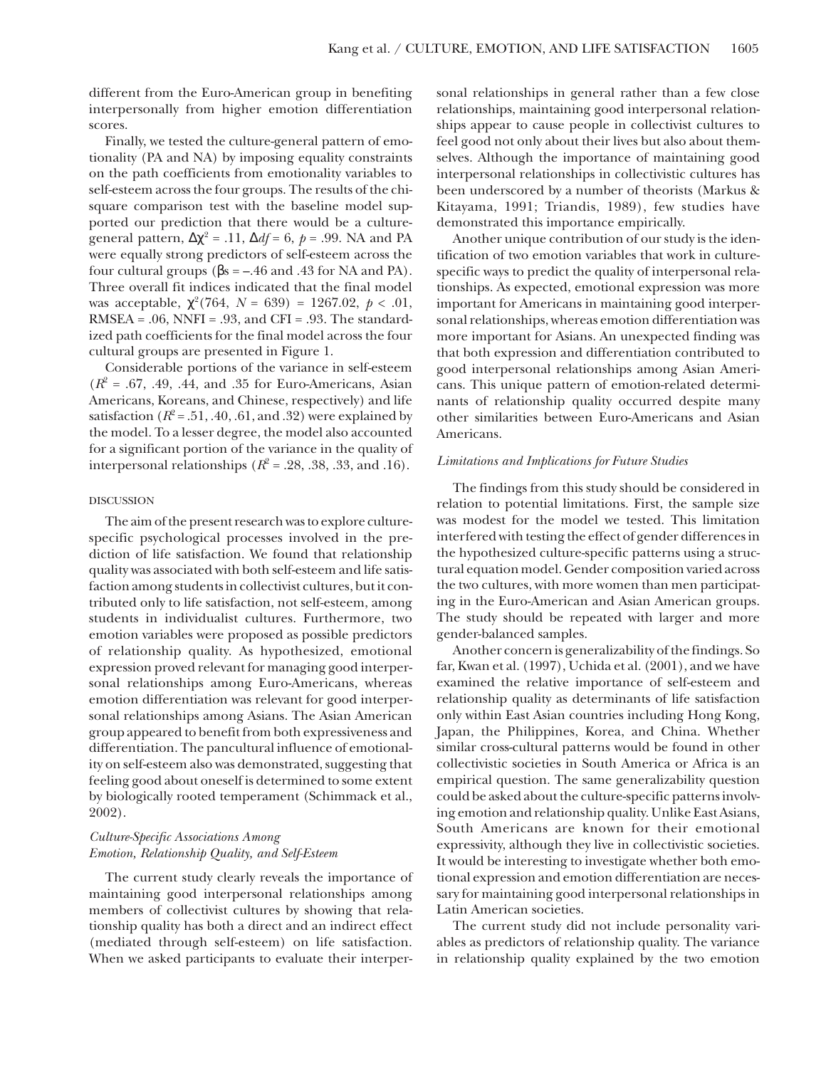different from the Euro-American group in benefiting interpersonally from higher emotion differentiation scores.

Finally, we tested the culture-general pattern of emotionality (PA and NA) by imposing equality constraints on the path coefficients from emotionality variables to self-esteem across the four groups. The results of the chi-square comparison test with the baseline model supported our prediction that there would be a culture-general pattern, $\Delta\chi^2 = .11$, $\Delta df = 6$, $p = .99$. NA and PA were equally strong predictors of self-esteem across the four cultural groups ($\beta$s = –.46 and .43 for NA and PA). Three overall fit indices indicated that the final model was acceptable, $\chi^2(764, N = 639) = 1267.02$, $p < .01$, RMSEA = .06, NNFI = .93, and CFI = .93. The standardized path coefficients for the final model across the four cultural groups are presented in Figure 1.

Considerable portions of the variance in self-esteem ($R^2$ = .67, .49, .44, and .35 for Euro-Americans, Asian Americans, Koreans, and Chinese, respectively) and life satisfaction ($R^2$ = .51, .40, .61, and .32) were explained by the model. To a lesser degree, the model also accounted for a significant portion of the variance in the quality of interpersonal relationships ($R^2$ = .28, .38, .33, and .16).

## DISCUSSION

The aim of the present research was to explore culture-specific psychological processes involved in the prediction of life satisfaction. We found that relationship quality was associated with both self-esteem and life satisfaction among students in collectivist cultures, but it contributed only to life satisfaction, not self-esteem, among students in individualist cultures. Furthermore, two emotion variables were proposed as possible predictors of relationship quality. As hypothesized, emotional expression proved relevant for managing good interpersonal relationships among Euro-Americans, whereas emotion differentiation was relevant for good interpersonal relationships among Asians. The Asian American group appeared to benefit from both expressiveness and differentiation. The pancultural influence of emotionality on self-esteem also was demonstrated, suggesting that feeling good about oneself is determined to some extent by biologically rooted temperament (Schimmack et al., 2002).

### *Culture-Specific Associations Among Emotion, Relationship Quality, and Self-Esteem*

The current study clearly reveals the importance of maintaining good interpersonal relationships among members of collectivist cultures by showing that relationship quality has both a direct and an indirect effect (mediated through self-esteem) on life satisfaction. When we asked participants to evaluate their interpersonal relationships in general rather than a few close relationships, maintaining good interpersonal relationships appear to cause people in collectivist cultures to feel good not only about their lives but also about themselves. Although the importance of maintaining good interpersonal relationships in collectivistic cultures has been underscored by a number of theorists (Markus & Kitayama, 1991; Triandis, 1989), few studies have demonstrated this importance empirically.

Another unique contribution of our study is the identification of two emotion variables that work in culture-specific ways to predict the quality of interpersonal relationships. As expected, emotional expression was more important for Americans in maintaining good interpersonal relationships, whereas emotion differentiation was more important for Asians. An unexpected finding was that both expression and differentiation contributed to good interpersonal relationships among Asian Americans. This unique pattern of emotion-related determinants of relationship quality occurred despite many other similarities between Euro-Americans and Asian Americans.

### *Limitations and Implications for Future Studies*

The findings from this study should be considered in relation to potential limitations. First, the sample size was modest for the model we tested. This limitation interfered with testing the effect of gender differences in the hypothesized culture-specific patterns using a structural equation model. Gender composition varied across the two cultures, with more women than men participating in the Euro-American and Asian American groups. The study should be repeated with larger and more gender-balanced samples.

Another concern is generalizability of the findings. So far, Kwan et al. (1997), Uchida et al. (2001), and we have examined the relative importance of self-esteem and relationship quality as determinants of life satisfaction only within East Asian countries including Hong Kong, Japan, the Philippines, Korea, and China. Whether similar cross-cultural patterns would be found in other collectivistic societies in South America or Africa is an empirical question. The same generalizability question could be asked about the culture-specific patterns involving emotion and relationship quality. Unlike East Asians, South Americans are known for their emotional expressivity, although they live in collectivistic societies. It would be interesting to investigate whether both emotional expression and emotion differentiation are necessary for maintaining good interpersonal relationships in Latin American societies.

The current study did not include personality variables as predictors of relationship quality. The variance in relationship quality explained by the two emotion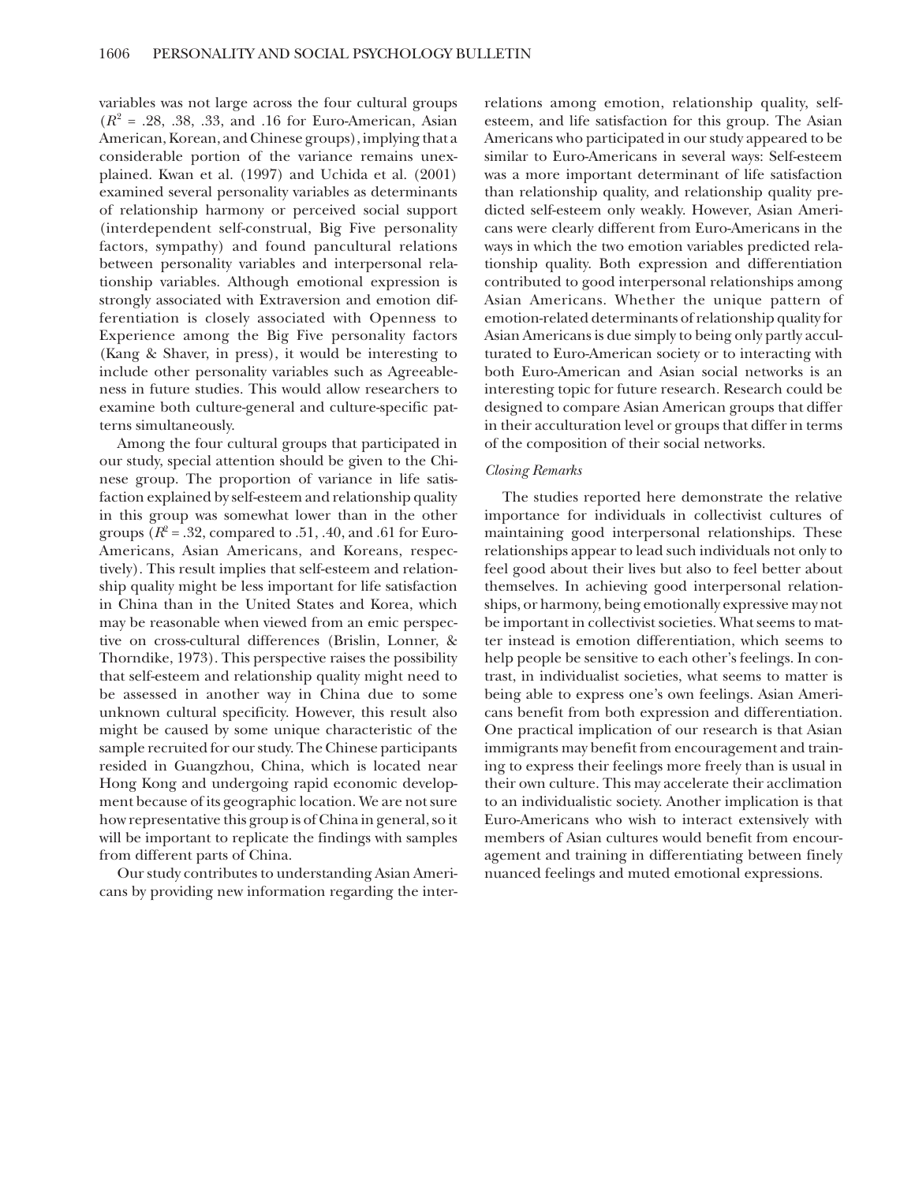variables was not large across the four cultural groups ($R^2$ = .28, .38, .33, and .16 for Euro-American, Asian American, Korean, and Chinese groups), implying that a considerable portion of the variance remains unexplained. Kwan et al. (1997) and Uchida et al. (2001) examined several personality variables as determinants of relationship harmony or perceived social support (interdependent self-construal, Big Five personality factors, sympathy) and found pancultural relations between personality variables and interpersonal relationship variables. Although emotional expression is strongly associated with Extraversion and emotion differentiation is closely associated with Openness to Experience among the Big Five personality factors (Kang & Shaver, in press), it would be interesting to include other personality variables such as Agreeableness in future studies. This would allow researchers to examine both culture-general and culture-specific patterns simultaneously.

Among the four cultural groups that participated in our study, special attention should be given to the Chinese group. The proportion of variance in life satisfaction explained by self-esteem and relationship quality in this group was somewhat lower than in the other groups ($R^2$ = .32, compared to .51, .40, and .61 for Euro-Americans, Asian Americans, and Koreans, respectively). This result implies that self-esteem and relationship quality might be less important for life satisfaction in China than in the United States and Korea, which may be reasonable when viewed from an emic perspective on cross-cultural differences (Brislin, Lonner, & Thorndike, 1973). This perspective raises the possibility that self-esteem and relationship quality might need to be assessed in another way in China due to some unknown cultural specificity. However, this result also might be caused by some unique characteristic of the sample recruited for our study. The Chinese participants resided in Guangzhou, China, which is located near Hong Kong and undergoing rapid economic development because of its geographic location. We are not sure how representative this group is of China in general, so it will be important to replicate the findings with samples from different parts of China.

Our study contributes to understanding Asian Americans by providing new information regarding the interrelations among emotion, relationship quality, self-esteem, and life satisfaction for this group. The Asian Americans who participated in our study appeared to be similar to Euro-Americans in several ways: Self-esteem was a more important determinant of life satisfaction than relationship quality, and relationship quality predicted self-esteem only weakly. However, Asian Americans were clearly different from Euro-Americans in the ways in which the two emotion variables predicted relationship quality. Both expression and differentiation contributed to good interpersonal relationships among Asian Americans. Whether the unique pattern of emotion-related determinants of relationship quality for Asian Americans is due simply to being only partly acculturated to Euro-American society or to interacting with both Euro-American and Asian social networks is an interesting topic for future research. Research could be designed to compare Asian American groups that differ in their acculturation level or groups that differ in terms of the composition of their social networks.

*Closing Remarks*

The studies reported here demonstrate the relative importance for individuals in collectivist cultures of maintaining good interpersonal relationships. These relationships appear to lead such individuals not only to feel good about their lives but also to feel better about themselves. In achieving good interpersonal relationships, or harmony, being emotionally expressive may not be important in collectivist societies. What seems to matter instead is emotion differentiation, which seems to help people be sensitive to each other's feelings. In contrast, in individualist societies, what seems to matter is being able to express one's own feelings. Asian Americans benefit from both expression and differentiation. One practical implication of our research is that Asian immigrants may benefit from encouragement and training to express their feelings more freely than is usual in their own culture. This may accelerate their acclimation to an individualistic society. Another implication is that Euro-Americans who wish to interact extensively with members of Asian cultures would benefit from encouragement and training in differentiating between finely nuanced feelings and muted emotional expressions.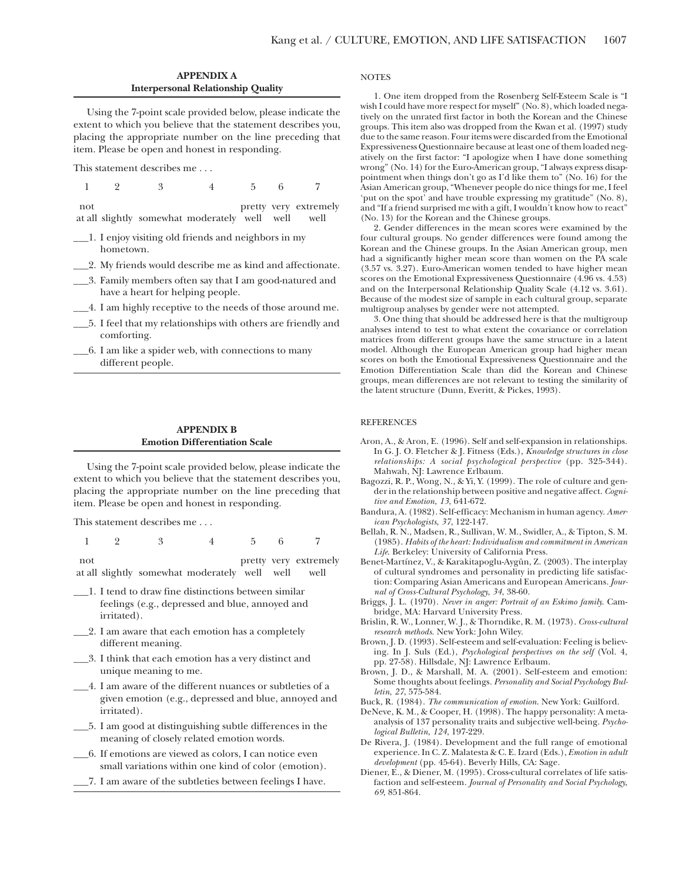## APPENDIX A
### Interpersonal Relationship Quality

Using the 7-point scale provided below, please indicate the extent to which you believe that the statement describes you, placing the appropriate number on the line preceding that item. Please be open and honest in responding.

This statement describes me . . .

| 1 | 2 | 3 | 4 | 5 | 6 | 7 |
|---|---|---|---|---|---|---|
| not at all | slightly | somewhat | moderately | pretty well | very well | extremely well |

___1. I enjoy visiting old friends and neighbors in my hometown.

___2. My friends would describe me as kind and affectionate.

___3. Family members often say that I am good-natured and have a heart for helping people.

___4. I am highly receptive to the needs of those around me.

___5. I feel that my relationships with others are friendly and comforting.

___6. I am like a spider web, with connections to many different people.

## APPENDIX B
### Emotion Differentiation Scale

Using the 7-point scale provided below, please indicate the extent to which you believe that the statement describes you, placing the appropriate number on the line preceding that item. Please be open and honest in responding.

This statement describes me . . .

| 1 | 2 | 3 | 4 | 5 | 6 | 7 |
|---|---|---|---|---|---|---|
| not at all | slightly | somewhat | moderately | pretty well | very well | extremely well |

___1. I tend to draw fine distinctions between similar feelings (e.g., depressed and blue, annoyed and irritated).

___2. I am aware that each emotion has a completely different meaning.

___3. I think that each emotion has a very distinct and unique meaning to me.

___4. I am aware of the different nuances or subtleties of a given emotion (e.g., depressed and blue, annoyed and irritated).

___5. I am good at distinguishing subtle differences in the meaning of closely related emotion words.

___6. If emotions are viewed as colors, I can notice even small variations within one kind of color (emotion).

___7. I am aware of the subtleties between feelings I have.

## NOTES

1. One item dropped from the Rosenberg Self-Esteem Scale is "I wish I could have more respect for myself" (No. 8), which loaded negatively on the unrated first factor in both the Korean and the Chinese groups. This item also was dropped from the Kwan et al. (1997) study due to the same reason. Four items were discarded from the Emotional Expressiveness Questionnaire because at least one of them loaded negatively on the first factor: "I apologize when I have done something wrong" (No. 14) for the Euro-American group, "I always express disappointment when things don't go as I'd like them to" (No. 16) for the Asian American group, "Whenever people do nice things for me, I feel 'put on the spot' and have trouble expressing my gratitude" (No. 8), and "If a friend surprised me with a gift, I wouldn't know how to react" (No. 13) for the Korean and the Chinese groups.

2. Gender differences in the mean scores were examined by the four cultural groups. No gender differences were found among the Korean and the Chinese groups. In the Asian American group, men had a significantly higher mean score than women on the PA scale (3.57 vs. 3.27). Euro-American women tended to have higher mean scores on the Emotional Expressiveness Questionnaire (4.96 vs. 4.53) and on the Interpersonal Relationship Quality Scale (4.12 vs. 3.61). Because of the modest size of sample in each cultural group, separate multigroup analyses by gender were not attempted.

3. One thing that should be addressed here is that the multigroup analyses intend to test to what extent the covariance or correlation matrices from different groups have the same structure in a latent model. Although the European American group had higher mean scores on both the Emotional Expressiveness Questionnaire and the Emotion Differentiation Scale than did the Korean and Chinese groups, mean differences are not relevant to testing the similarity of the latent structure (Dunn, Everitt, & Pickes, 1993).

## REFERENCES

Aron, A., & Aron, E. (1996). Self and self-expansion in relationships. In G. J. O. Fletcher & J. Fitness (Eds.), *Knowledge structures in close relationships: A social psychological perspective* (pp. 325-344). Mahwah, NJ: Lawrence Erlbaum.

Bagozzi, R. P., Wong, N., & Yi, Y. (1999). The role of culture and gender in the relationship between positive and negative affect. *Cognitive and Emotion, 13*, 641-672.

Bandura, A. (1982). Self-efficacy: Mechanism in human agency. *American Psychologists, 37*, 122-147.

Bellah, R. N., Madsen, R., Sullivan, W. M., Swidler, A., & Tipton, S. M. (1985). *Habits of the heart: Individualism and commitment in American Life*. Berkeley: University of California Press.

Benet-Martínez, V., & Karakitapoglu-Aygün, Z. (2003). The interplay of cultural syndromes and personality in predicting life satisfaction: Comparing Asian Americans and European Americans. *Journal of Cross-Cultural Psychology, 34*, 38-60.

Briggs, J. L. (1970). *Never in anger: Portrait of an Eskimo family*. Cambridge, MA: Harvard University Press.

Brislin, R. W., Lonner, W. J., & Thorndike, R. M. (1973). *Cross-cultural research methods*. New York: John Wiley.

Brown, J. D. (1993). Self-esteem and self-evaluation: Feeling is believing. In J. Suls (Ed.), *Psychological perspectives on the self* (Vol. 4, pp. 27-58). Hillsdale, NJ: Lawrence Erlbaum.

Brown, J. D., & Marshall, M. A. (2001). Self-esteem and emotion: Some thoughts about feelings. *Personality and Social Psychology Bulletin, 27*, 575-584.

Buck, R. (1984). *The communication of emotion*. New York: Guilford.

DeNeve, K. M., & Cooper, H. (1998). The happy personality: A meta-analysis of 137 personality traits and subjective well-being. *Psychological Bulletin, 124*, 197-229.

De Rivera, J. (1984). Development and the full range of emotional experience. In C. Z. Malatesta & C. E. Izard (Eds.), *Emotion in adult development* (pp. 45-64). Beverly Hills, CA: Sage.

Diener, E., & Diener, M. (1995). Cross-cultural correlates of life satisfaction and self-esteem. *Journal of Personality and Social Psychology, 69*, 851-864.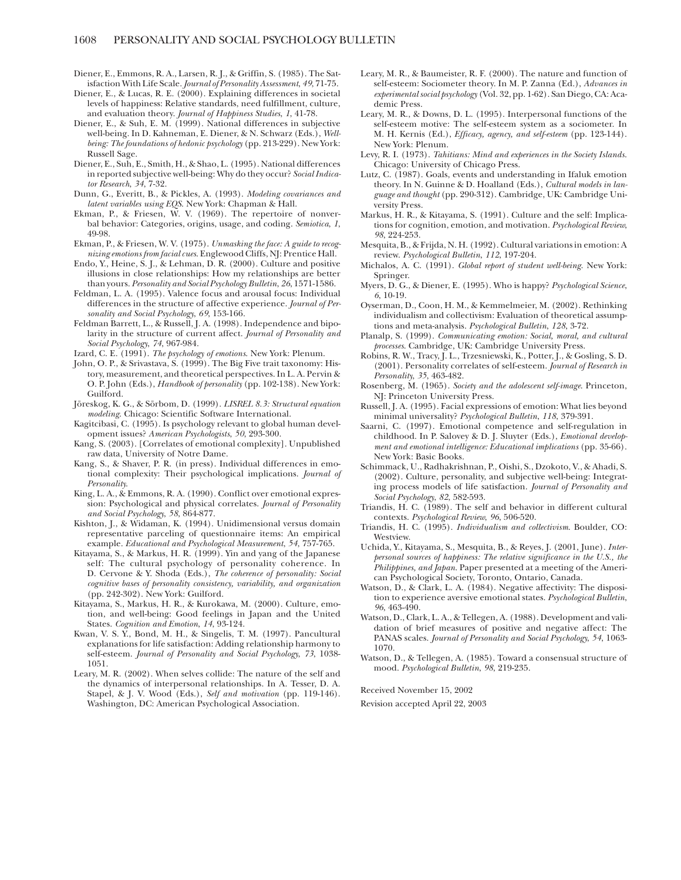Diener, E., Emmons, R. A., Larsen, R. J., & Griffin, S. (1985). The Satisfaction With Life Scale. *Journal of Personality Assessment*, *49*, 71-75.

Diener, E., & Lucas, R. E. (2000). Explaining differences in societal levels of happiness: Relative standards, need fulfillment, culture, and evaluation theory. *Journal of Happiness Studies*, *1*, 41-78.

Diener, E., & Suh, E. M. (1999). National differences in subjective well-being. In D. Kahneman, E. Diener, & N. Schwarz (Eds.), *Well-being: The foundations of hedonic psychology* (pp. 213-229). New York: Russell Sage.

Diener, E., Suh, E., Smith, H., & Shao, L. (1995). National differences in reported subjective well-being: Why do they occur? *Social Indicator Research*, *34*, 7-32.

Dunn, G., Everitt, B., & Pickles, A. (1993). *Modeling covariances and latent variables using EQS*. New York: Chapman & Hall.

Ekman, P., & Friesen, W. V. (1969). The repertoire of nonverbal behavior: Categories, origins, usage, and coding. *Semiotica*, *1*, 49-98.

Ekman, P., & Friesen, W. V. (1975). *Unmasking the face: A guide to recognizing emotions from facial cues*. Englewood Cliffs, NJ: Prentice Hall.

Endo, Y., Heine, S. J., & Lehman, D. R. (2000). Culture and positive illusions in close relationships: How my relationships are better than yours. *Personality and Social Psychology Bulletin*, *26*, 1571-1586.

Feldman, L. A. (1995). Valence focus and arousal focus: Individual differences in the structure of affective experience. *Journal of Personality and Social Psychology*, *69*, 153-166.

Feldman Barrett, L., & Russell, J. A. (1998). Independence and bipolarity in the structure of current affect. *Journal of Personality and Social Psychology*, *74*, 967-984.

Izard, C. E. (1991). *The psychology of emotions*. New York: Plenum.

John, O. P., & Srivastava, S. (1999). The Big Five trait taxonomy: History, measurement, and theoretical perspectives. In L. A. Pervin & O. P. John (Eds.), *Handbook of personality* (pp. 102-138). New York: Guilford.

Jöreskog, K. G., & Sörbom, D. (1999). *LISREL 8.3: Structural equation modeling*. Chicago: Scientific Software International.

Kagitcibasi, C. (1995). Is psychology relevant to global human development issues? *American Psychologists*, *50*, 293-300.

Kang, S. (2003). [Correlates of emotional complexity]. Unpublished raw data, University of Notre Dame.

Kang, S., & Shaver, P. R. (in press). Individual differences in emotional complexity: Their psychological implications. *Journal of Personality*.

King, L. A., & Emmons, R. A. (1990). Conflict over emotional expression: Psychological and physical correlates. *Journal of Personality and Social Psychology*, *58*, 864-877.

Kishton, J., & Widaman, K. (1994). Unidimensional versus domain representative parceling of questionnaire items: An empirical example. *Educational and Psychological Measurement*, *54*, 757-765.

Kitayama, S., & Markus, H. R. (1999). Yin and yang of the Japanese self: The cultural psychology of personality coherence. In D. Cervone & Y. Shoda (Eds.), *The coherence of personality: Social cognitive bases of personality consistency, variability, and organization* (pp. 242-302). New York: Guilford.

Kitayama, S., Markus, H. R., & Kurokawa, M. (2000). Culture, emotion, and well-being: Good feelings in Japan and the United States. *Cognition and Emotion*, *14*, 93-124.

Kwan, V. S. Y., Bond, M. H., & Singelis, T. M. (1997). Pancultural explanations for life satisfaction: Adding relationship harmony to self-esteem. *Journal of Personality and Social Psychology*, *73*, 1038-1051.

Leary, M. R. (2002). When selves collide: The nature of the self and the dynamics of interpersonal relationships. In A. Tesser, D. A. Stapel, & J. V. Wood (Eds.), *Self and motivation* (pp. 119-146). Washington, DC: American Psychological Association.

Leary, M. R., & Baumeister, R. F. (2000). The nature and function of self-esteem: Sociometer theory. In M. P. Zanna (Ed.), *Advances in experimental social psychology* (Vol. 32, pp. 1-62). San Diego, CA: Academic Press.

Leary, M. R., & Downs, D. L. (1995). Interpersonal functions of the self-esteem motive: The self-esteem system as a sociometer. In M. H. Kernis (Ed.), *Efficacy, agency, and self-esteem* (pp. 123-144). New York: Plenum.

Levy, R. I. (1973). *Tahitians: Mind and experiences in the Society Islands*. Chicago: University of Chicago Press.

Lutz, C. (1987). Goals, events and understanding in Ifaluk emotion theory. In N. Guinne & D. Hoalland (Eds.), *Cultural models in language and thought* (pp. 290-312). Cambridge, UK: Cambridge University Press.

Markus, H. R., & Kitayama, S. (1991). Culture and the self: Implications for cognition, emotion, and motivation. *Psychological Review*, *98*, 224-253.

Mesquita, B., & Frijda, N. H. (1992). Cultural variations in emotion: A review. *Psychological Bulletin*, *112*, 197-204.

Michalos, A. C. (1991). *Global report of student well-being*. New York: Springer.

Myers, D. G., & Diener, E. (1995). Who is happy? *Psychological Science*, *6*, 10-19.

Oyserman, D., Coon, H. M., & Kemmelmeier, M. (2002). Rethinking individualism and collectivism: Evaluation of theoretical assumptions and meta-analysis. *Psychological Bulletin*, *128*, 3-72.

Planalp, S. (1999). *Communicating emotion: Social, moral, and cultural processes*. Cambridge, UK: Cambridge University Press.

Robins, R. W., Tracy, J. L., Trzesniewski, K., Potter, J., & Gosling, S. D. (2001). Personality correlates of self-esteem. *Journal of Research in Personality*, *35*, 463-482.

Rosenberg, M. (1965). *Society and the adolescent self-image*. Princeton, NJ: Princeton University Press.

Russell, J. A. (1995). Facial expressions of emotion: What lies beyond minimal universality? *Psychological Bulletin*, *118*, 379-391.

Saarni, C. (1997). Emotional competence and self-regulation in childhood. In P. Salovey & D. J. Sluyter (Eds.), *Emotional development and emotional intelligence: Educational implications* (pp. 35-66). New York: Basic Books.

Schimmack, U., Radhakrishnan, P., Oishi, S., Dzokoto, V., & Ahadi, S. (2002). Culture, personality, and subjective well-being: Integrating process models of life satisfaction. *Journal of Personality and Social Psychology*, *82*, 582-593.

Triandis, H. C. (1989). The self and behavior in different cultural contexts. *Psychological Review*, *96*, 506-520.

Triandis, H. C. (1995). *Individualism and collectivism*. Boulder, CO: Westview.

Uchida, Y., Kitayama, S., Mesquita, B., & Reyes, J. (2001, June). *Interpersonal sources of happiness: The relative significance in the U.S., the Philippines, and Japan*. Paper presented at a meeting of the American Psychological Society, Toronto, Ontario, Canada.

Watson, D., & Clark, L. A. (1984). Negative affectivity: The disposition to experience aversive emotional states. *Psychological Bulletin*, *96*, 463-490.

Watson, D., Clark, L. A., & Tellegen, A. (1988). Development and validation of brief measures of positive and negative affect: The PANAS scales. *Journal of Personality and Social Psychology*, *54*, 1063-1070.

Watson, D., & Tellegen, A. (1985). Toward a consensual structure of mood. *Psychological Bulletin*, *98*, 219-235.

Received November 15, 2002

Revision accepted April 22, 2003